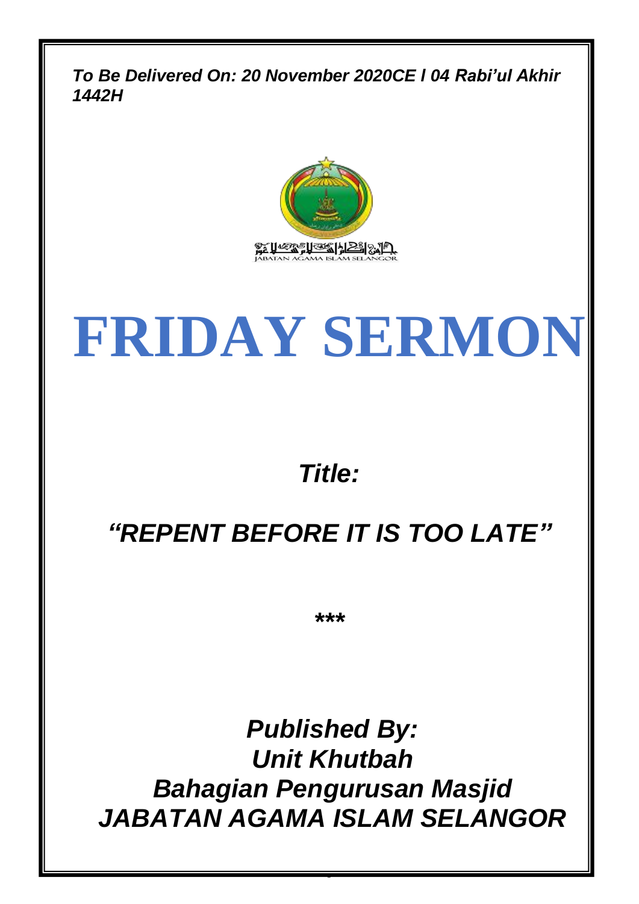***To Be Delivered On: 20 November 2020CE l 04 Rabi'ul Akhir 1442H***

JABATAN AGAMA ISLAM SELANGOR

# FRIDAY SERMON

***Title:***

## ***"REPENT BEFORE IT IS TOO LATE"***

***

***Published By:***
***Unit Khutbah***
***Bahagian Pengurusan Masjid***
***JABATAN AGAMA ISLAM SELANGOR***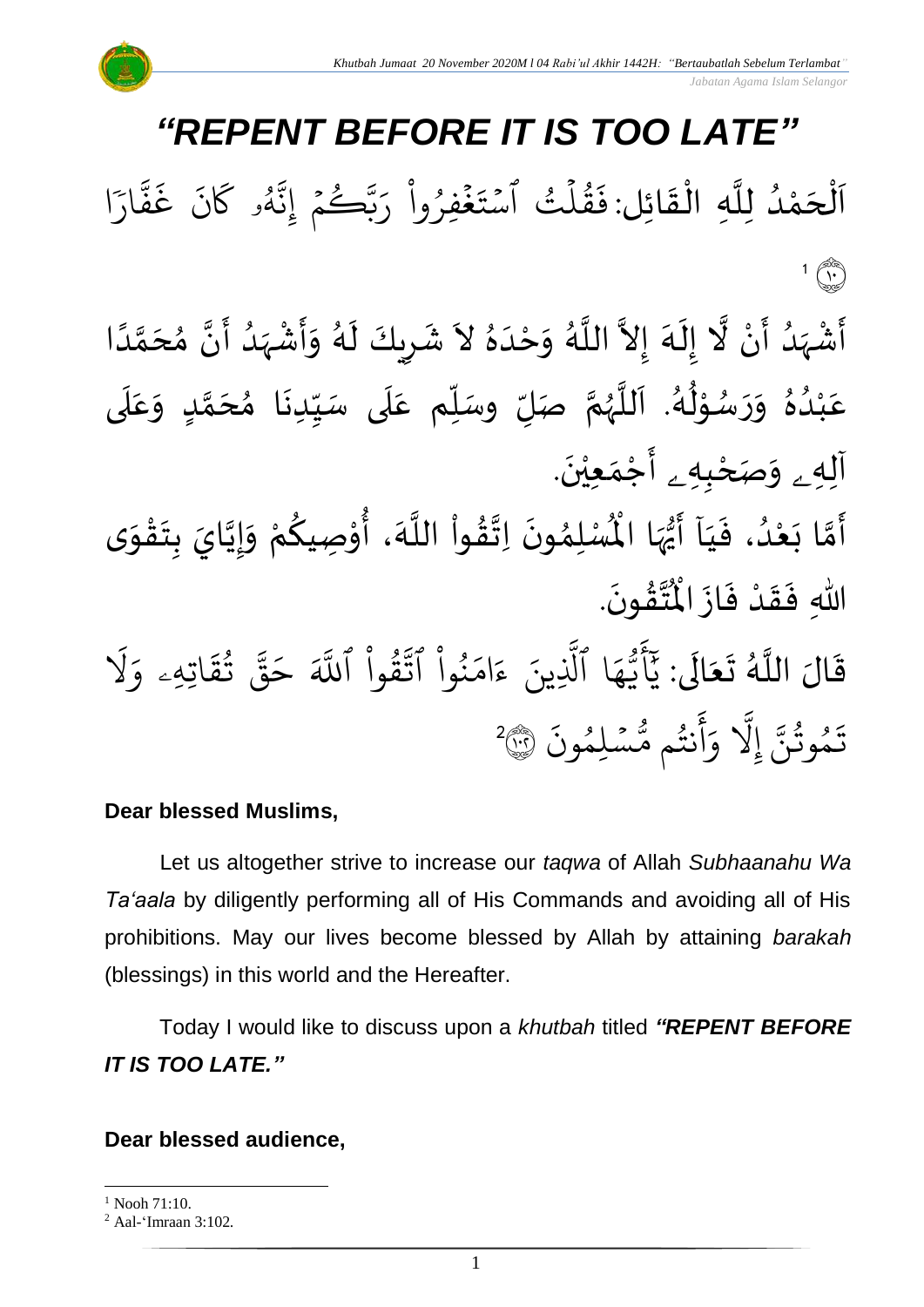# *"REPENT BEFORE IT IS TOO LATE"*

اَلْحَمْدُ لِلَّهِ الْقَائِل: فَقُلۡتُ ٱسۡتَغۡفِرُواْ رَبَّكُمۡ إِنَّهُۥ كَانَ غَفَّارٗا ۝١٠ [1]

أَشْهَدُ أَنْ لَّا إِلَهَ إِلاَّ اللَّهُ وَحْدَهُ لاَ شَرِيكَ لَهُ وَأَشْهَدُ أَنَّ مُحَمَّدًا عَبْدُهُ وَرَسُوْلُهُ. اَللَّهُمَّ صَلِّ وسَلِّم عَلَى سَيِّدِنَا مُحَمَّدٍ وَعَلَى آلِهِ وَصَحْبِهِ أَجْمَعِيْنَ.

أَمَّا بَعْدُ، فَيَآ أَيُّهَا الْمُسْلِمُونَ اِتَّقُواْ اللَّهَ، أُوْصِيكُمْ وَإِيَّايَ بِتَقْوَى اللهِ فَقَدْ فَازَ الْمُتَّقُونَ.

قَالَ اللَّهُ تَعَالَى: يَٰٓأَيُّهَا ٱلَّذِينَ ءَامَنُواْ ٱتَّقُواْ ٱللَّهَ حَقَّ تُقَاتِهِۦ وَلَا تَمُوتُنَّ إِلَّا وَأَنتُم مُّسۡلِمُونَ ۝١٠٢ [2]

**Dear blessed Muslims,**

Let us altogether strive to increase our *taqwa* of Allah *Subhaanahu Wa Ta'aala* by diligently performing all of His Commands and avoiding all of His prohibitions. May our lives become blessed by Allah by attaining *barakah* (blessings) in this world and the Hereafter.

Today I would like to discuss upon a *khutbah* titled ***"REPENT BEFORE IT IS TOO LATE."***

**Dear blessed audience,**

---

[1] Nooh 71:10.

[2] Aal-'Imraan 3:102.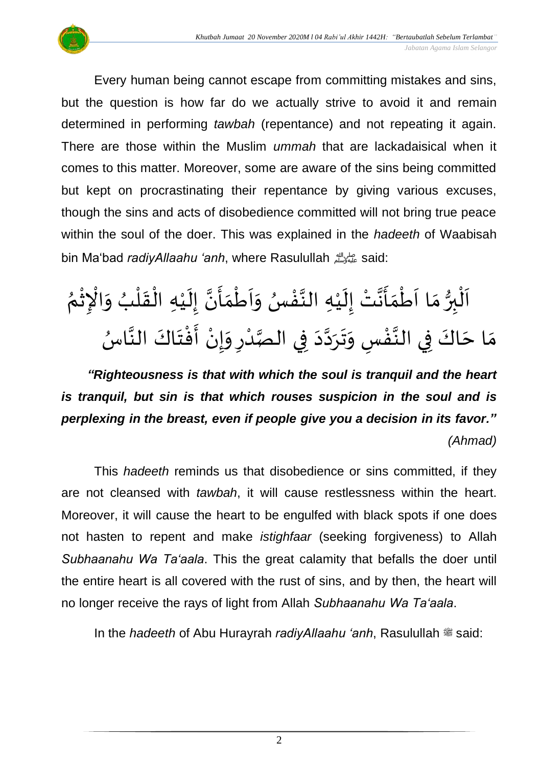Every human being cannot escape from committing mistakes and sins, but the question is how far do we actually strive to avoid it and remain determined in performing *tawbah* (repentance) and not repeating it again. There are those within the Muslim *ummah* that are lackadaisical when it comes to this matter. Moreover, some are aware of the sins being committed but kept on procrastinating their repentance by giving various excuses, though the sins and acts of disobedience committed will not bring true peace within the soul of the doer. This was explained in the *hadeeth* of Waabisah bin Ma'bad *radiyAllaahu 'anh*, where Rasulullah ﷺ said:

اَلْبِرُّ مَا اَطْمَأَنَّتْ إِلَيْهِ النَّفْسُ وَاَطْمَأَنَّ إِلَيْهِ الْقَلْبُ وَالْإِثْمُ مَا حَاكَ فِي النَّفْسِ وَتَرَدَّدَ فِي الصَّدْرِ وَإِنْ أَفْتَاكَ النَّاسُ

***"Righteousness is that with which the soul is tranquil and the heart is tranquil, but sin is that which rouses suspicion in the soul and is perplexing in the breast, even if people give you a decision in its favor."*** *(Ahmad)*

This *hadeeth* reminds us that disobedience or sins committed, if they are not cleansed with *tawbah*, it will cause restlessness within the heart. Moreover, it will cause the heart to be engulfed with black spots if one does not hasten to repent and make *istighfaar* (seeking forgiveness) to Allah *Subhaanahu Wa Ta'aala*. This the great calamity that befalls the doer until the entire heart is all covered with the rust of sins, and by then, the heart will no longer receive the rays of light from Allah *Subhaanahu Wa Ta'aala*.

In the *hadeeth* of Abu Hurayrah *radiyAllaahu 'anh*, Rasulullah ﷺ said: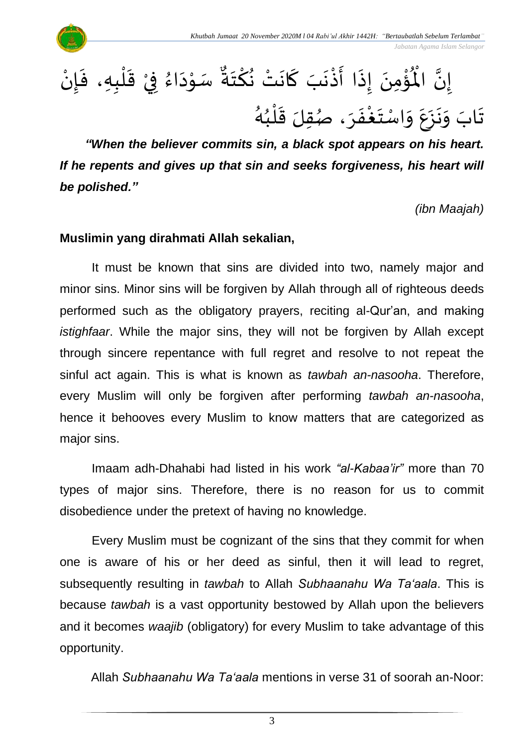إِنَّ الْمُؤْمِنَ إِذَا أَذْنَبَ كَانَتْ نُكْتَةٌ سَوْدَاءُ فِيْ قَلْبِهِ، فَإِنْ تَابَ وَنَزَعَ وَاسْتَغْفَرَ، صُقِلَ قَلْبُهُ

***"When the believer commits sin, a black spot appears on his heart. If he repents and gives up that sin and seeks forgiveness, his heart will be polished."***

*(ibn Maajah)*

**Muslimin yang dirahmati Allah sekalian,**

It must be known that sins are divided into two, namely major and minor sins. Minor sins will be forgiven by Allah through all of righteous deeds performed such as the obligatory prayers, reciting al-Qur'an, and making *istighfaar*. While the major sins, they will not be forgiven by Allah except through sincere repentance with full regret and resolve to not repeat the sinful act again. This is what is known as *tawbah an-nasooha*. Therefore, every Muslim will only be forgiven after performing *tawbah an-nasooha*, hence it behooves every Muslim to know matters that are categorized as major sins.

Imaam adh-Dhahabi had listed in his work *"al-Kabaa'ir"* more than 70 types of major sins. Therefore, there is no reason for us to commit disobedience under the pretext of having no knowledge.

Every Muslim must be cognizant of the sins that they commit for when one is aware of his or her deed as sinful, then it will lead to regret, subsequently resulting in *tawbah* to Allah *Subhaanahu Wa Ta'aala*. This is because *tawbah* is a vast opportunity bestowed by Allah upon the believers and it becomes *waajib* (obligatory) for every Muslim to take advantage of this opportunity.

Allah *Subhaanahu Wa Ta'aala* mentions in verse 31 of soorah an-Noor: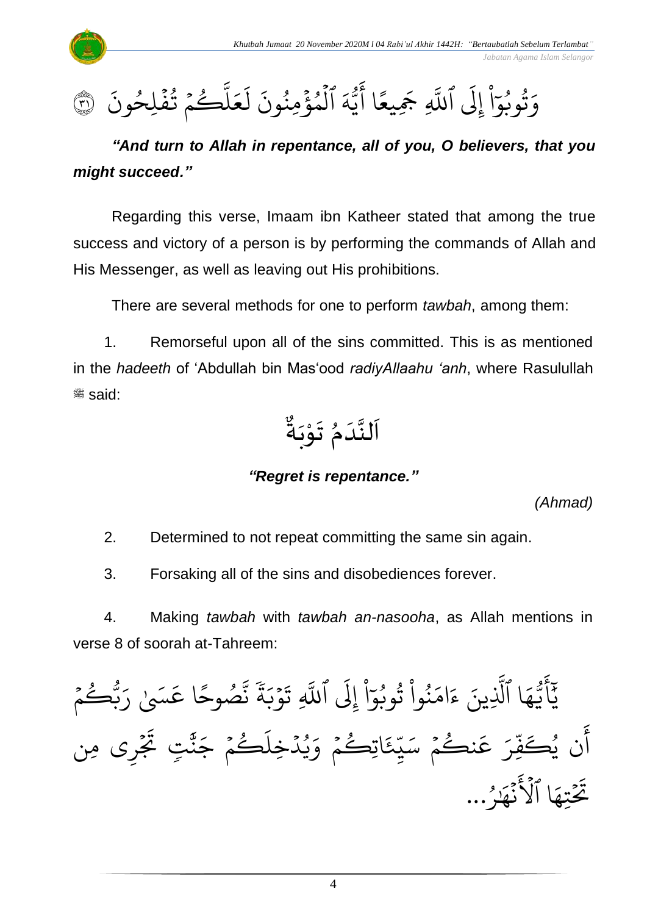وَتُوبُوٓاْ إِلَى ٱللَّهِ جَمِيعًا أَيُّهَ ٱلْمُؤْمِنُونَ لَعَلَّكُمْ تُفْلِحُونَ ﴿٣١﴾

***"And turn to Allah in repentance, all of you, O believers, that you might succeed."***

Regarding this verse, Imaam ibn Katheer stated that among the true success and victory of a person is by performing the commands of Allah and His Messenger, as well as leaving out His prohibitions.

There are several methods for one to perform *tawbah*, among them:

1. Remorseful upon all of the sins committed. This is as mentioned in the *hadeeth* of 'Abdullah bin Mas'ood *radiyAllaahu 'anh*, where Rasulullah ﷺ said:

اَلنَّدَمُ تَوْبَةٌ

***"Regret is repentance."***

*(Ahmad)*

2. Determined to not repeat committing the same sin again.

3. Forsaking all of the sins and disobediences forever.

4. Making *tawbah* with *tawbah an-nasooha*, as Allah mentions in verse 8 of soorah at-Tahreem:

يَٰٓأَيُّهَا ٱلَّذِينَ ءَامَنُواْ تُوبُوٓاْ إِلَى ٱللَّهِ تَوْبَةً نَّصُوحًا عَسَىٰ رَبُّكُمْ أَن يُكَفِّرَ عَنكُمْ سَيِّـَٔاتِكُمْ وَيُدْخِلَكُمْ جَنَّٰتٍ تَجْرِى مِن تَحْتِهَا ٱلْأَنْهَٰرُ...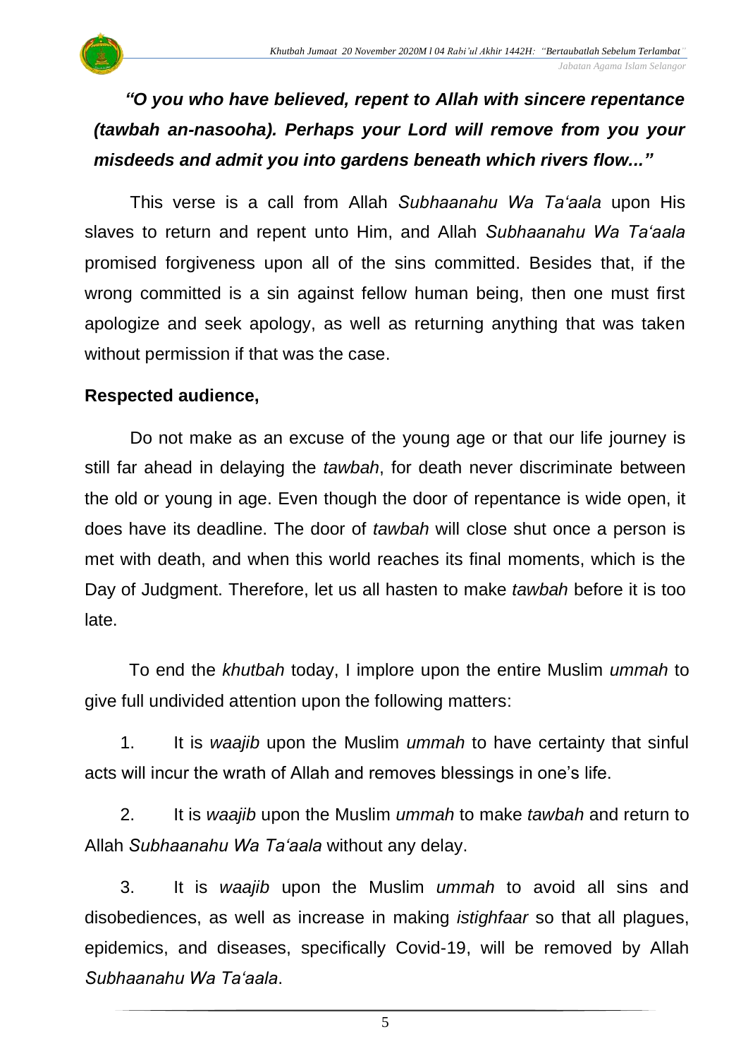***"O you who have believed, repent to Allah with sincere repentance (tawbah an-nasooha). Perhaps your Lord will remove from you your misdeeds and admit you into gardens beneath which rivers flow..."***

This verse is a call from Allah *Subhaanahu Wa Ta'aala* upon His slaves to return and repent unto Him, and Allah *Subhaanahu Wa Ta'aala* promised forgiveness upon all of the sins committed. Besides that, if the wrong committed is a sin against fellow human being, then one must first apologize and seek apology, as well as returning anything that was taken without permission if that was the case.

**Respected audience,**

Do not make as an excuse of the young age or that our life journey is still far ahead in delaying the *tawbah*, for death never discriminate between the old or young in age. Even though the door of repentance is wide open, it does have its deadline. The door of *tawbah* will close shut once a person is met with death, and when this world reaches its final moments, which is the Day of Judgment. Therefore, let us all hasten to make *tawbah* before it is too late.

To end the *khutbah* today, I implore upon the entire Muslim *ummah* to give full undivided attention upon the following matters:

1. It is *waajib* upon the Muslim *ummah* to have certainty that sinful acts will incur the wrath of Allah and removes blessings in one's life.

2. It is *waajib* upon the Muslim *ummah* to make *tawbah* and return to Allah *Subhaanahu Wa Ta'aala* without any delay.

3. It is *waajib* upon the Muslim *ummah* to avoid all sins and disobediences, as well as increase in making *istighfaar* so that all plagues, epidemics, and diseases, specifically Covid-19, will be removed by Allah *Subhaanahu Wa Ta'aala*.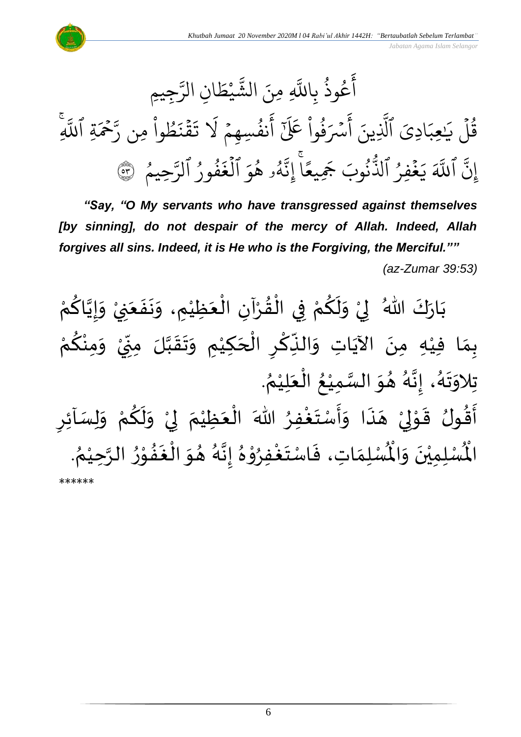أَعُوذُ بِاللَّهِ مِنَ الشَّيْطَانِ الرَّجِيمِ

قُلْ يَٰعِبَادِيَ ٱلَّذِينَ أَسْرَفُوا۟ عَلَىٰٓ أَنفُسِهِمْ لَا تَقْنَطُوا۟ مِن رَّحْمَةِ ٱللَّهِ ۚ إِنَّ ٱللَّهَ يَغْفِرُ ٱلذُّنُوبَ جَمِيعًا ۚ إِنَّهُۥ هُوَ ٱلْغَفُورُ ٱلرَّحِيمُ ﴿٥٣﴾

***"Say, "O My servants who have transgressed against themselves [by sinning], do not despair of the mercy of Allah. Indeed, Allah forgives all sins. Indeed, it is He who is the Forgiving, the Merciful.""***

*(az-Zumar 39:53)*

بَارَكَ اللهُ لِيْ وَلَكُمْ فِي الْقُرْآنِ الْعَظِيْمِ، وَنَفَعَنِيْ وَإِيَّاكُمْ بِمَا فِيْهِ مِنَ الآيَاتِ وَالذِّكْرِ الْحَكِيْمِ وَتَقَبَّلَ مِنِّيْ وَمِنْكُمْ تِلاوَتَهُ، إِنَّهُ هُوَ السَّمِيْعُ الْعَلِيْمُ.

أَقُولُ قَوْلِيْ هَذَا وَأَسْتَغْفِرُ اللهَ الْعَظِيْمَ لِيْ وَلَكُمْ وَلِسَآئِرِ الْمُسْلِمِيْنَ وَالْمُسْلِمَاتِ، فَاسْتَغْفِرُوْهُ إِنَّهُ هُوَ الْغَفُوْرُ الرَّحِيْمُ.

******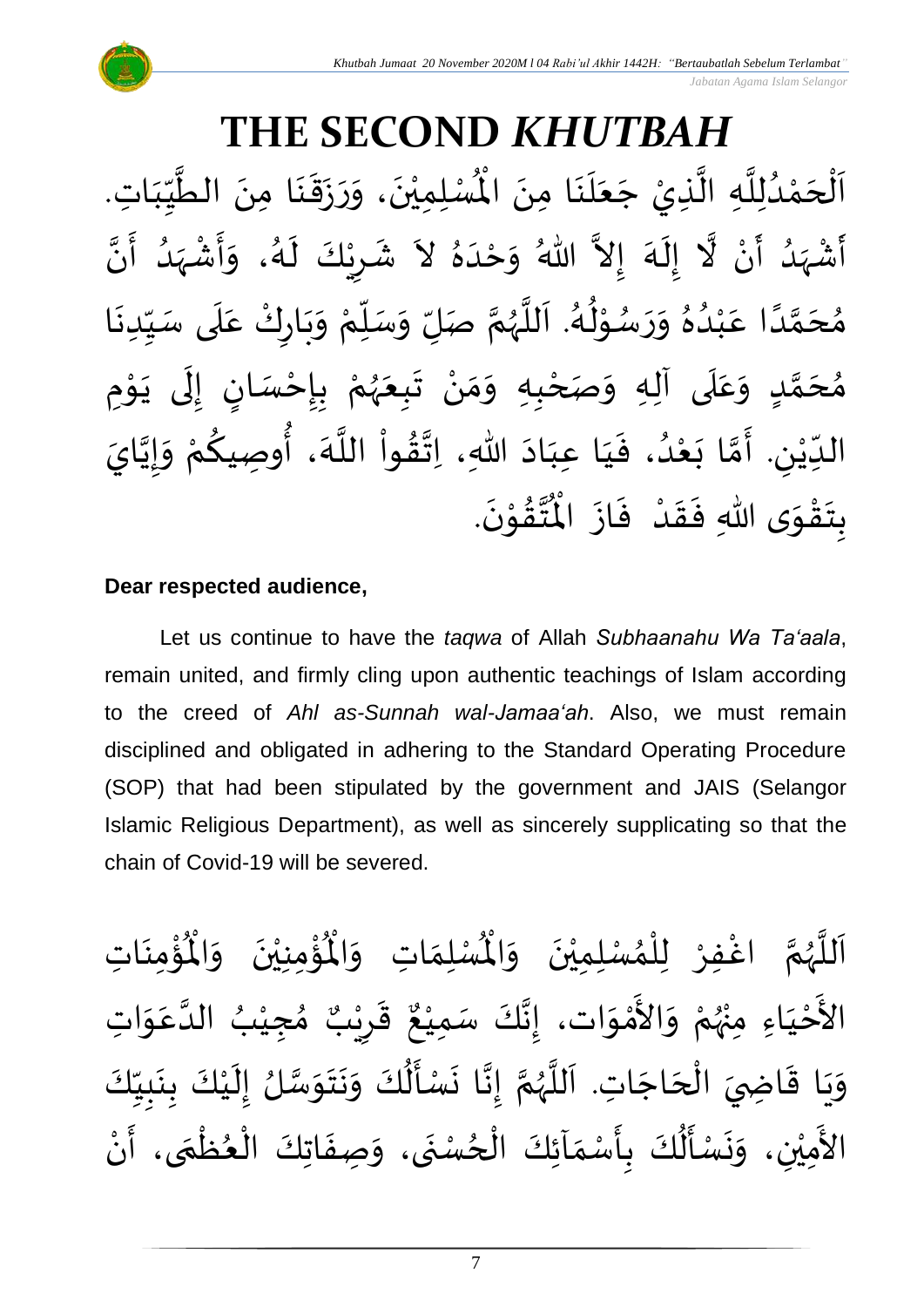# THE SECOND *KHUTBAH*

اَلْحَمْدُلِلَّهِ الَّذِيْ جَعَلَنَا مِنَ الْمُسْلِمِيْنَ، وَرَزَقَنَا مِنَ الطَّيِّبَاتِ. أَشْهَدُ أَنْ لَّا إِلَهَ إِلاَّ اللهُ وَحْدَهُ لاَ شَرِيْكَ لَهُ، وَأَشْهَدُ أَنَّ مُحَمَّدًا عَبْدُهُ وَرَسُوْلُهُ. اَللَّهُمَّ صَلِّ وَسَلِّمْ وَبَارِكْ عَلَى سَيِّدِنَا مُحَمَّدٍ وَعَلَى آلِهِ وَصَحْبِهِ وَمَنْ تَبِعَهُمْ بِإِحْسَانٍ إِلَى يَوْمِ الدِّيْنِ. أَمَّا بَعْدُ، فَيَا عِبَادَ اللهِ، اِتَّقُواْ اللَّهَ، أُوصِيكُمْ وَإِيَّايَ بِتَقْوَى اللهِ فَقَدْ فَازَ الْمُتَّقُوْنَ.

**Dear respected audience,**

Let us continue to have the *taqwa* of Allah *Subhaanahu Wa Ta'aala*, remain united, and firmly cling upon authentic teachings of Islam according to the creed of *Ahl as-Sunnah wal-Jamaa'ah*. Also, we must remain disciplined and obligated in adhering to the Standard Operating Procedure (SOP) that had been stipulated by the government and JAIS (Selangor Islamic Religious Department), as well as sincerely supplicating so that the chain of Covid-19 will be severed.

اَللَّهُمَّ اغْفِرْ لِلْمُسْلِمِيْنَ وَالْمُسْلِمَاتِ وَالْمُؤْمِنِيْنَ وَالْمُؤْمِنَاتِ الأَحْيَاءِ مِنْهُمْ وَالأَمْوَات، إِنَّكَ سَمِيْعٌ قَرِيْبٌ مُجِيْبُ الدَّعَوَاتِ وَيَا قَاضِيَ الْحَاجَاتِ. اَللَّهُمَّ إِنَّا نَسْأَلُكَ وَنَتَوَسَّلُ إِلَيْكَ بِنَبِيِّكَ الأَمِيْنِ، وَنَسْأَلُكَ بِأَسْمَآئِكَ الْحُسْنَى، وَصِفَاتِكَ الْعُظْمَى، أَنْ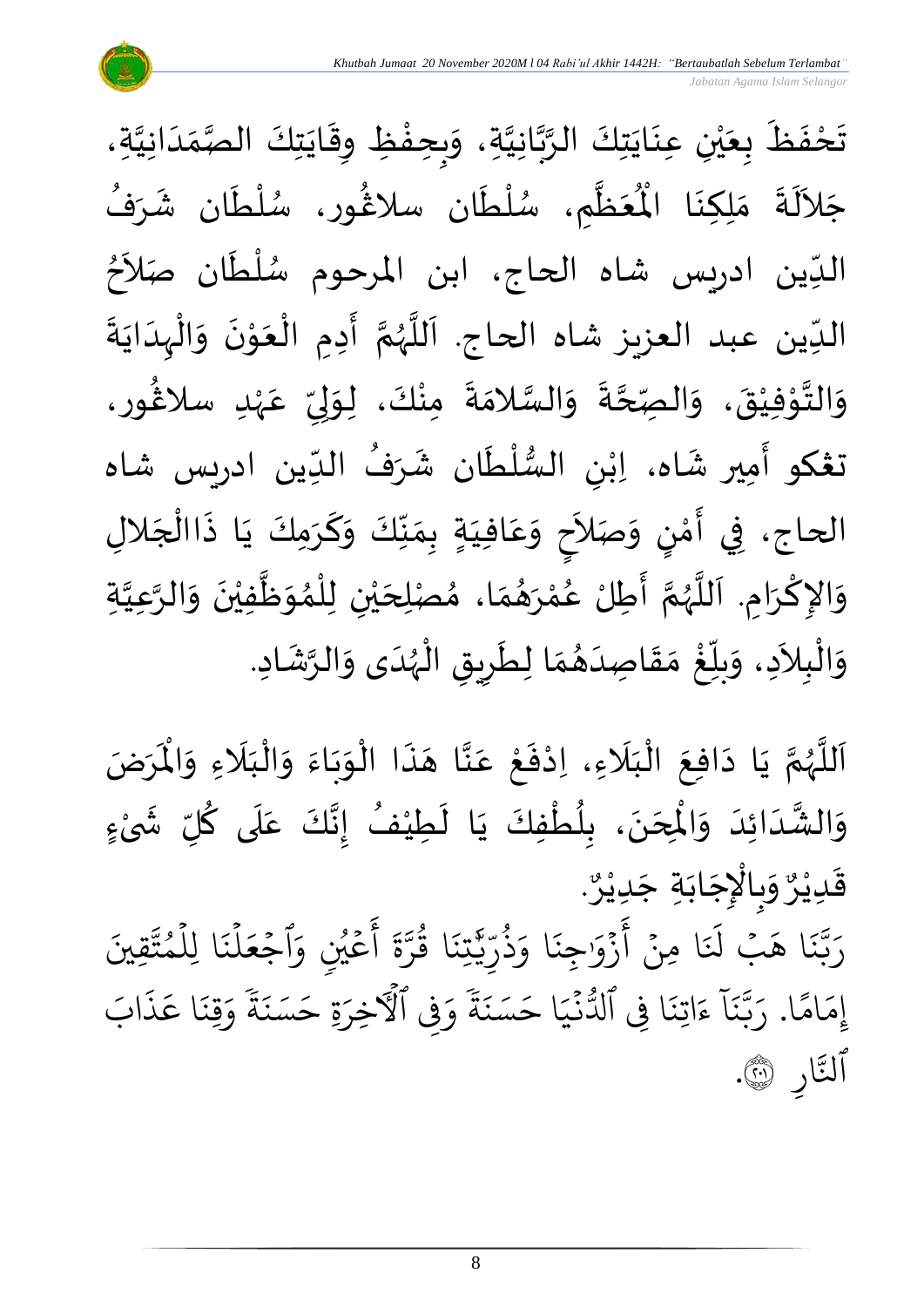تَحْفَظَ بِعَيْنِ عِنَايَتِكَ الرَّبَّانِيَّةِ، وَبِحِفْظِ وِقَايَتِكَ الصَّمَدَانِيَّةِ، جَلاَلَةَ مَلِكِنَا الْمُعَظَّمِ، سُلْطَان سلاڠُور، سُلْطَان شَرَفُ الدِّين ادريس شاه الحاج، ابن المرحوم سُلْطَان صَلاَحُ الدِّين عبد العزيز شاه الحاج. اَللَّهُمَّ أَدِمِ الْعَوْنَ وَالْهِدَايَةَ وَالتَّوْفِيْقَ، وَالصِّحَّةَ وَالسَّلاَمَةَ مِنْكَ، لِوَلِيِّ عَهْدِ سلاڠُور، تڠكو أَمِير شَاه، اِبْنِ السُّلْطَان شَرَفُ الدِّين ادريس شاه الحاج، فِي أَمْنٍ وَصَلاَحٍ وَعَافِيَةٍ بِمَنِّكَ وَكَرَمِكَ يَا ذَاالْجَلالِ وَالإِكْرَامِ. اَللَّهُمَّ أَطِلْ عُمْرَهُمَا، مُصْلِحَيْنِ لِلْمُوَظَّفِيْنَ وَالرَّعِيَّةِ وَالْبِلاَدِ، وَبلِّغْ مَقَاصِدَهُمَا لِطَرِيقِ الْهُدَى وَالرَّشَادِ.

اَللَّهُمَّ يَا دَافِعَ الْبَلَاءِ، اِدْفَعْ عَنَّا هَذَا الْوَبَاءَ وَالْبَلَاءِ وَالْمَرَضَ وَالشَّدَائِدَ وَالْمِحَنَ، بِلُطْفِكَ يَا لَطِيْفُ إِنَّكَ عَلَى كُلِّ شَيْءٍ قَدِيْرٌ وَبِالْإِجَابَةِ جَدِيْرٌ.

رَبَّنَا هَبْ لَنَا مِنْ أَزْوَٰجِنَا وَذُرِّيَّٰتِنَا قُرَّةَ أَعْيُنٍ وَٱجْعَلْنَا لِلْمُتَّقِينَ إِمَامًا. رَبَّنَآ ءَاتِنَا فِى ٱلدُّنْيَا حَسَنَةً وَفِى ٱلْءَاخِرَةِ حَسَنَةً وَقِنَا عَذَابَ ٱلنَّارِ ﴿٢٠١﴾.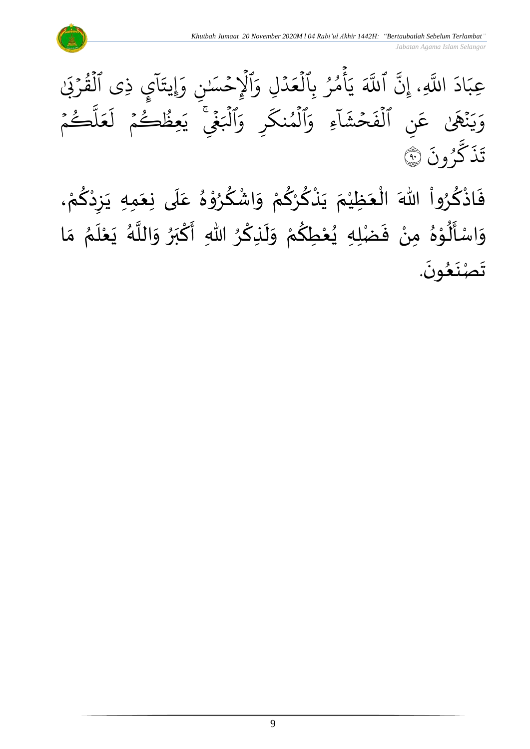عِبَادَ اللَّهِ، إِنَّ ٱللَّهَ يَأۡمُرُ بِٱلۡعَدۡلِ وَٱلۡإِحۡسَٰنِ وَإِيتَآيِٕ ذِي ٱلۡقُرۡبَىٰ وَيَنۡهَىٰ عَنِ ٱلۡفَحۡشَآءِ وَٱلۡمُنكَرِ وَٱلۡبَغۡيِۚ يَعِظُكُمۡ لَعَلَّكُمۡ تَذَكَّرُونَ ﴿٩٠﴾

فَاذْكُرُواْ اللهَ الْعَظِيْمَ يَذْكُرْكُمْ وَاشْكُرُوْهُ عَلَى نِعَمِهِ يَزِدْكُمْ، وَاسْأَلُوْهُ مِنْ فَضْلِهِ يُعْطِكُمْ وَلَذِكْرُ اللهِ أَكْبَرُ وَاللَّهُ يَعْلَمُ مَا تَصْنَعُونَ.